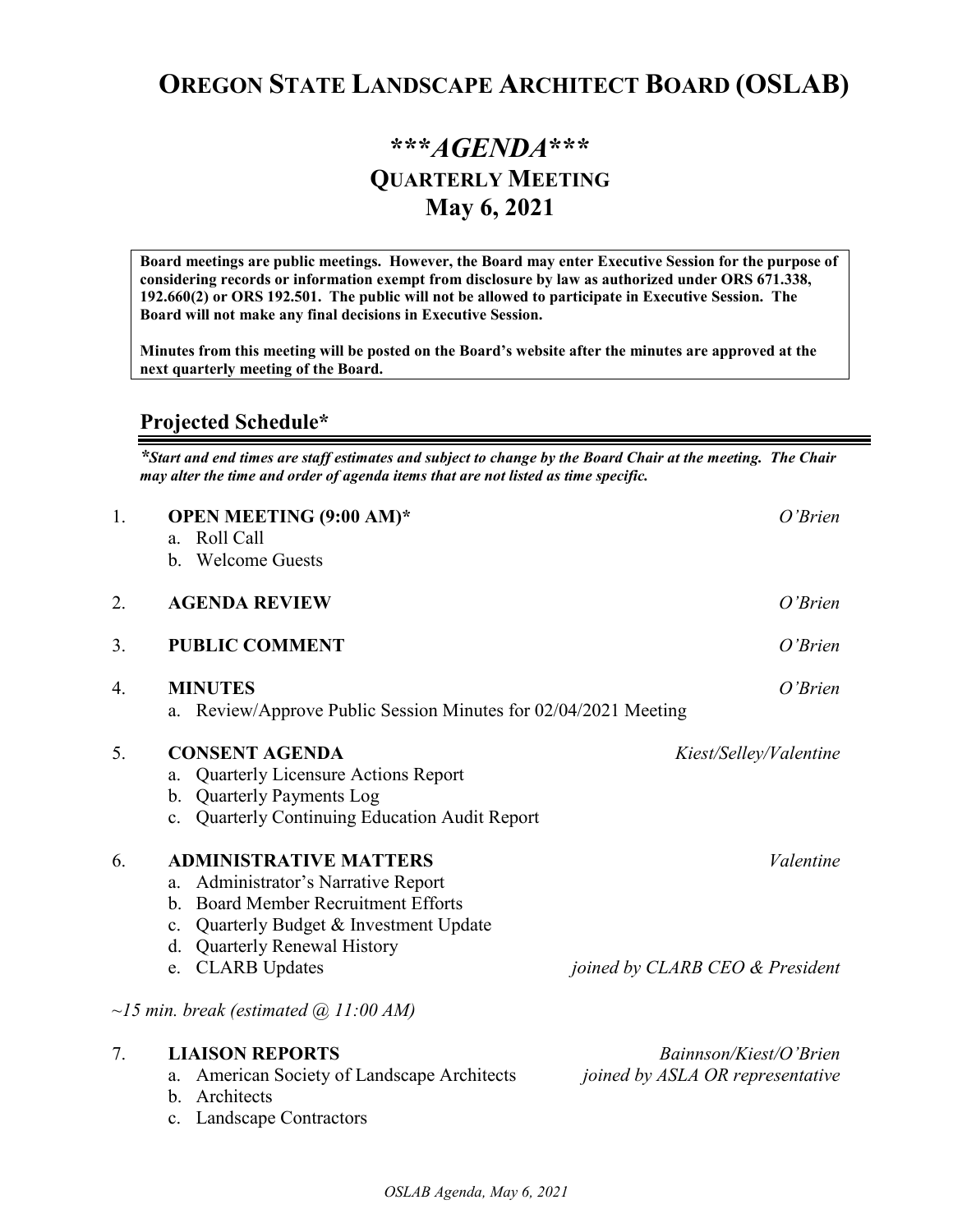# OREGON STATE LANDSCAPE ARCHITECT BOARD (OSLAB)

## \*\*\**AGENDA*\*\*\*
## QUARTERLY MEETING
## May 6, 2021

**Board meetings are public meetings. However, the Board may enter Executive Session for the purpose of considering records or information exempt from disclosure by law as authorized under ORS 671.338, 192.660(2) or ORS 192.501. The public will not be allowed to participate in Executive Session. The Board will not make any final decisions in Executive Session.**

**Minutes from this meeting will be posted on the Board's website after the minutes are approved at the next quarterly meeting of the Board.**

### Projected Schedule*

***Start and end times are staff estimates and subject to change by the Board Chair at the meeting. The Chair may alter the time and order of agenda items that are not listed as time specific.***

1. **OPEN MEETING (9:00 AM)*** — *O'Brien*
   a. Roll Call
   b. Welcome Guests

2. **AGENDA REVIEW** — *O'Brien*

3. **PUBLIC COMMENT** — *O'Brien*

4. **MINUTES** — *O'Brien*
   a. Review/Approve Public Session Minutes for 02/04/2021 Meeting

5. **CONSENT AGENDA** — *Kiest/Selley/Valentine*
   a. Quarterly Licensure Actions Report
   b. Quarterly Payments Log
   c. Quarterly Continuing Education Audit Report

6. **ADMINISTRATIVE MATTERS** — *Valentine*
   a. Administrator's Narrative Report
   b. Board Member Recruitment Efforts
   c. Quarterly Budget & Investment Update
   d. Quarterly Renewal History
   e. CLARB Updates — *joined by CLARB CEO & President*

*~15 min. break (estimated @ 11:00 AM)*

7. **LIAISON REPORTS** — *Bainnson/Kiest/O'Brien*
   a. American Society of Landscape Architects — *joined by ASLA OR representative*
   b. Architects
   c. Landscape Contractors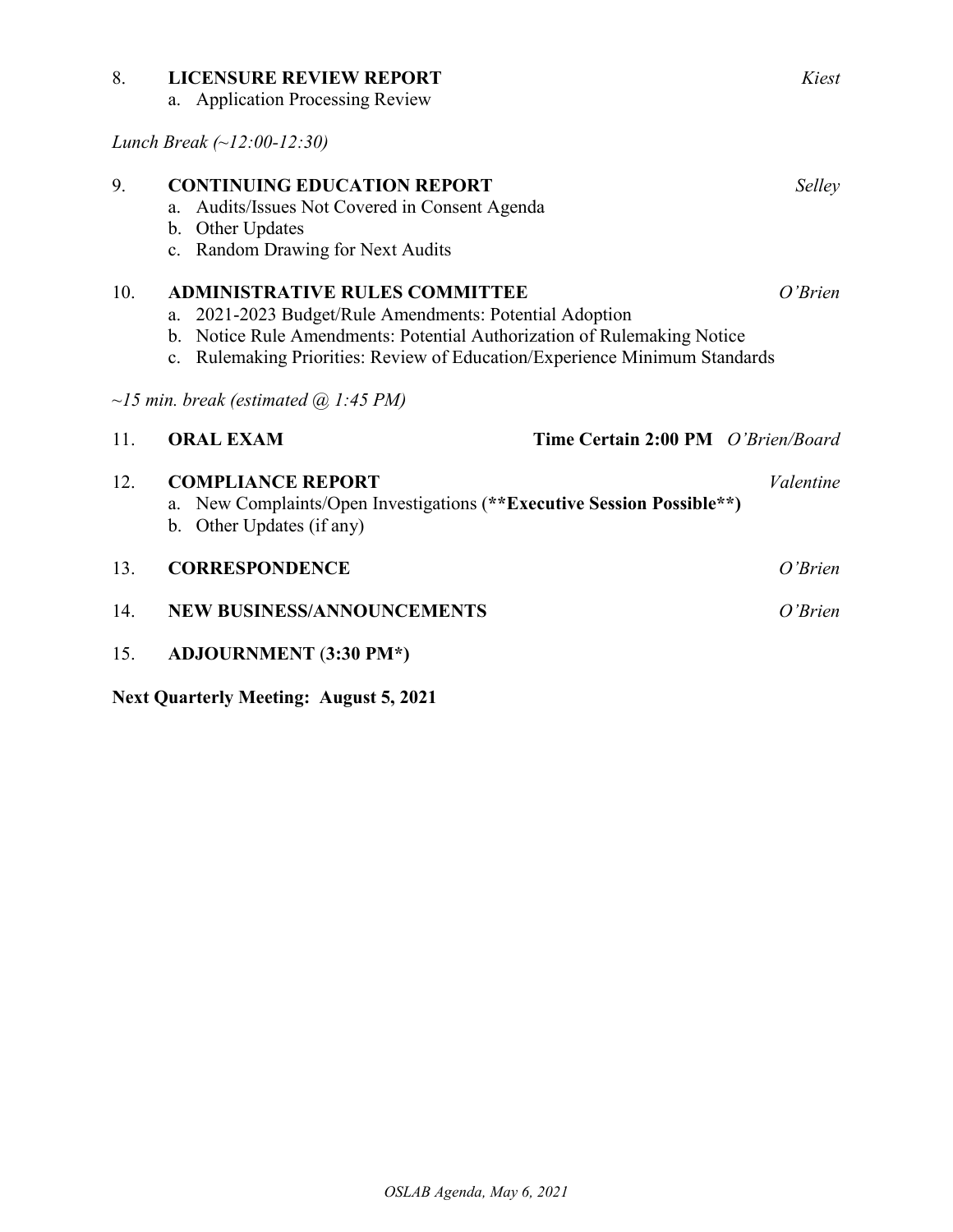8. **LICENSURE REVIEW REPORT** *Kiest*
   a. Application Processing Review

*Lunch Break (~12:00-12:30)*

9. **CONTINUING EDUCATION REPORT** *Selley*
   a. Audits/Issues Not Covered in Consent Agenda
   b. Other Updates
   c. Random Drawing for Next Audits

10. **ADMINISTRATIVE RULES COMMITTEE** *O'Brien*
    a. 2021-2023 Budget/Rule Amendments: Potential Adoption
    b. Notice Rule Amendments: Potential Authorization of Rulemaking Notice
    c. Rulemaking Priorities: Review of Education/Experience Minimum Standards

*~15 min. break (estimated @ 1:45 PM)*

11. **ORAL EXAM** **Time Certain 2:00 PM** *O'Brien/Board*

12. **COMPLIANCE REPORT** *Valentine*
    a. New Complaints/Open Investigations (**Executive Session Possible**)
    b. Other Updates (if any)

13. **CORRESPONDENCE** *O'Brien*

14. **NEW BUSINESS/ANNOUNCEMENTS** *O'Brien*

15. **ADJOURNMENT (3:30 PM*)**

**Next Quarterly Meeting: August 5, 2021**